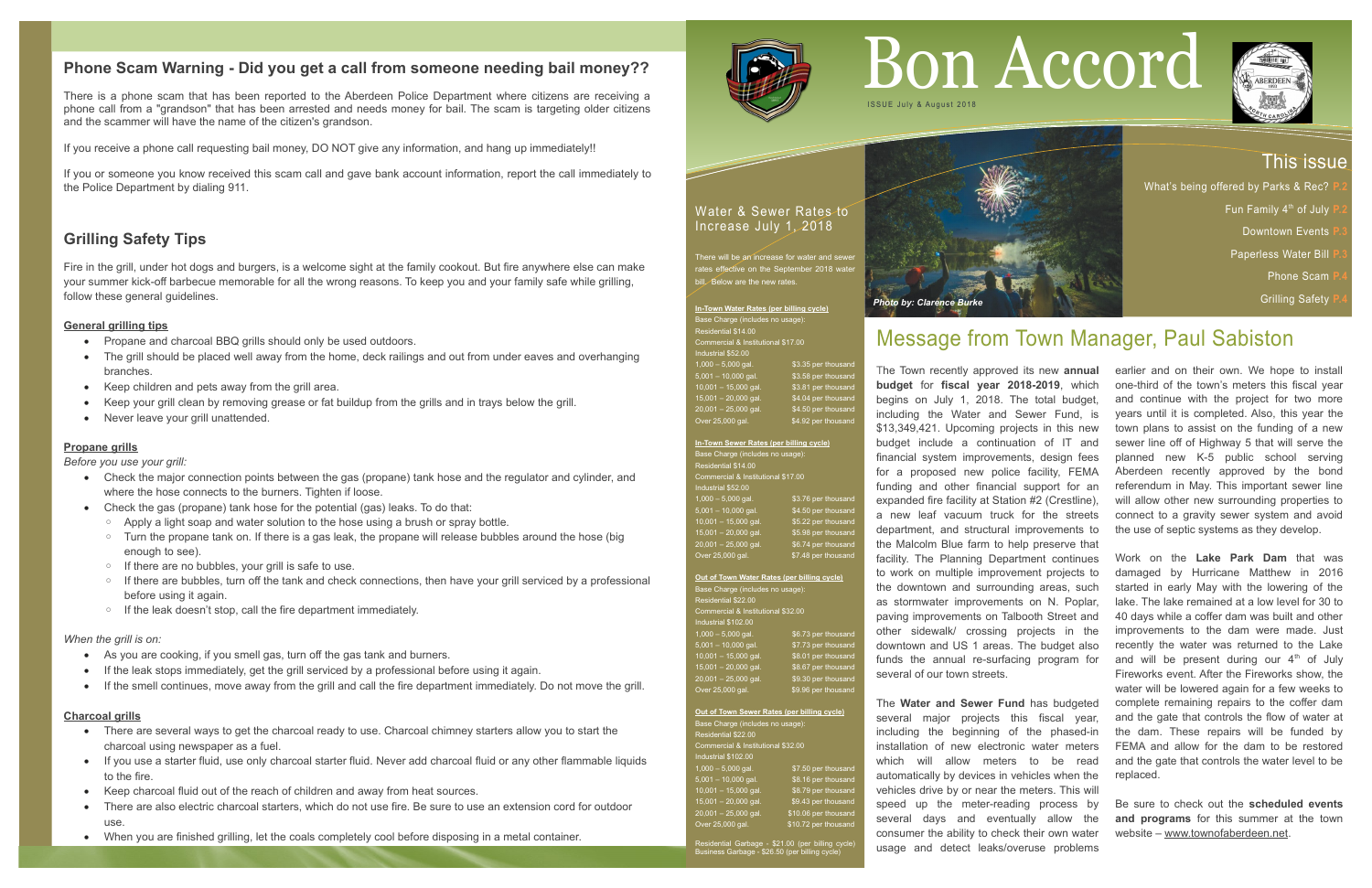# Bon Accord

ISSUE July & August 2018

## This issue

- What's being offered by Parks & Rec? P.2
- Fun Family 4th of July P.2
- Downtown Events P.3
- Paperless Water Bill P.3
- Phone Scam P.4
- Grilling Safety P.4

*Photo by: Clarence Burke*

## Message from Town Manager, Paul Sabiston

The Town recently approved its new **annual budget** for **fiscal year 2018-2019**, which begins on July 1, 2018. The total budget, including the Water and Sewer Fund, is $13,349,421. Upcoming projects in this new budget include a continuation of IT and financial system improvements, design fees for a proposed new police facility, FEMA funding and other financial support for an expanded fire facility at Station #2 (Crestline), a new leaf vacuum truck for the streets department, and structural improvements to the Malcolm Blue farm to help preserve that facility. The Planning Department continues to work on multiple improvement projects to the downtown and surrounding areas, such as stormwater improvements on N. Poplar, paving improvements on Talbooth Street and other sidewalk/ crossing projects in the downtown and US 1 areas. The budget also funds the annual re-surfacing program for several of our town streets.

The **Water and Sewer Fund** has budgeted several major projects this fiscal year, including the beginning of the phased-in installation of new electronic water meters which will allow meters to be read automatically by devices in vehicles when the vehicles drive by or near the meters. This will speed up the meter-reading process by several days and eventually allow the consumer the ability to check their own water usage and detect leaks/overuse problems earlier and on their own. We hope to install one-third of the town's meters this fiscal year and continue with the project for two more years until it is completed. Also, this year the town plans to assist on the funding of a new sewer line off of Highway 5 that will serve the planned new K-5 public school serving Aberdeen recently approved by the bond referendum in May. This important sewer line will allow other new surrounding properties to connect to a gravity sewer system and avoid the use of septic systems as they develop.

Work on the **Lake Park Dam** that was damaged by Hurricane Matthew in 2016 started in early May with the lowering of the lake. The lake remained at a low level for 30 to 40 days while a coffer dam was built and other improvements to the dam were made. Just recently the water was returned to the Lake and will be present during our 4th of July Fireworks event. After the Fireworks show, the water will be lowered again for a few weeks to complete remaining repairs to the coffer dam and the gate that controls the flow of water at the dam. These repairs will be funded by FEMA and allow for the dam to be restored and the gate that controls the water level to be replaced.

Be sure to check out the **scheduled events and programs** for this summer at the town website – www.townofaberdeen.net.

## Water & Sewer Rates to Increase July 1, 2018

There will be an increase for water and sewer rates effective on the September 2018 water bill. Below are the new rates.

**In-Town Water Rates (per billing cycle)**

Base Charge (includes no usage):
Residential $14.00
Commercial & Institutional $17.00
Industrial $52.00

| Usage | Rate |
|---|---|
| 1,000 – 5,000 gal. | $3.35 per thousand |
| 5,001 – 10,000 gal. | $3.58 per thousand |
| 10,001 – 15,000 gal. | $3.81 per thousand |
| 15,001 – 20,000 gal. | $4.04 per thousand |
| 20,001 – 25,000 gal. | $4.50 per thousand |
| Over 25,000 gal. | $4.92 per thousand |

**In-Town Sewer Rates (per billing cycle)**

Base Charge (includes no usage):
Residential $14.00
Commercial & Institutional $17.00
Industrial $52.00

| Usage | Rate |
|---|---|
| 1,000 – 5,000 gal. | $3.76 per thousand |
| 5,001 – 10,000 gal. | $4.50 per thousand |
| 10,001 – 15,000 gal. | $5.22 per thousand |
| 15,001 – 20,000 gal. | $5.98 per thousand |
| 20,001 – 25,000 gal. | $6.74 per thousand |
| Over 25,000 gal. | $7.48 per thousand |

**Out of Town Water Rates (per billing cycle)**

Base Charge (includes no usage):
Residential $22.00
Commercial & Institutional $32.00
Industrial $102.00

| Usage | Rate |
|---|---|
| 1,000 – 5,000 gal. | $6.73 per thousand |
| 5,001 – 10,000 gal. | $7.73 per thousand |
| 10,001 – 15,000 gal. | $8.01 per thousand |
| 15,001 – 20,000 gal. | $8.67 per thousand |
| 20,001 – 25,000 gal. | $9.30 per thousand |
| Over 25,000 gal. | $9.96 per thousand |

**Out of Town Sewer Rates (per billing cycle)**

Base Charge (includes no usage):
Residential $22.00
Commercial & Institutional $32.00
Industrial $102.00

| Usage | Rate |
|---|---|
| 1,000 – 5,000 gal. | $7.50 per thousand |
| 5,001 – 10,000 gal. | $8.16 per thousand |
| 10,001 – 15,000 gal. | $8.79 per thousand |
| 15,001 – 20,000 gal. | $9.43 per thousand |
| 20,001 – 25,000 gal. | $10.06 per thousand |
| Over 25,000 gal. | $10.72 per thousand |

Residential Garbage - $21.00 (per billing cycle)
Business Garbage - $26.50 (per billing cycle)

## Phone Scam Warning - Did you get a call from someone needing bail money??

There is a phone scam that has been reported to the Aberdeen Police Department where citizens are receiving a phone call from a "grandson" that has been arrested and needs money for bail. The scam is targeting older citizens and the scammer will have the name of the citizen's grandson.

If you receive a phone call requesting bail money, DO NOT give any information, and hang up immediately!!

If you or someone you know received this scam call and gave bank account information, report the call immediately to the Police Department by dialing 911.

## Grilling Safety Tips

Fire in the grill, under hot dogs and burgers, is a welcome sight at the family cookout. But fire anywhere else can make your summer kick-off barbecue memorable for all the wrong reasons. To keep you and your family safe while grilling, follow these general guidelines.

### General grilling tips

- Propane and charcoal BBQ grills should only be used outdoors.
- The grill should be placed well away from the home, deck railings and out from under eaves and overhanging branches.
- Keep children and pets away from the grill area.
- Keep your grill clean by removing grease or fat buildup from the grills and in trays below the grill.
- Never leave your grill unattended.

### Propane grills

*Before you use your grill:*

- Check the major connection points between the gas (propane) tank hose and the regulator and cylinder, and where the hose connects to the burners. Tighten if loose.
- Check the gas (propane) tank hose for the potential (gas) leaks. To do that:
  - Apply a light soap and water solution to the hose using a brush or spray bottle.
  - Turn the propane tank on. If there is a gas leak, the propane will release bubbles around the hose (big enough to see).
  - If there are no bubbles, your grill is safe to use.
  - If there are bubbles, turn off the tank and check connections, then have your grill serviced by a professional before using it again.
  - If the leak doesn't stop, call the fire department immediately.

*When the grill is on:*

- As you are cooking, if you smell gas, turn off the gas tank and burners.
- If the leak stops immediately, get the grill serviced by a professional before using it again.
- If the smell continues, move away from the grill and call the fire department immediately. Do not move the grill.

### Charcoal grills

- There are several ways to get the charcoal ready to use. Charcoal chimney starters allow you to start the charcoal using newspaper as a fuel.
- If you use a starter fluid, use only charcoal starter fluid. Never add charcoal fluid or any other flammable liquids to the fire.
- Keep charcoal fluid out of the reach of children and away from heat sources.
- There are also electric charcoal starters, which do not use fire. Be sure to use an extension cord for outdoor use.
- When you are finished grilling, let the coals completely cool before disposing in a metal container.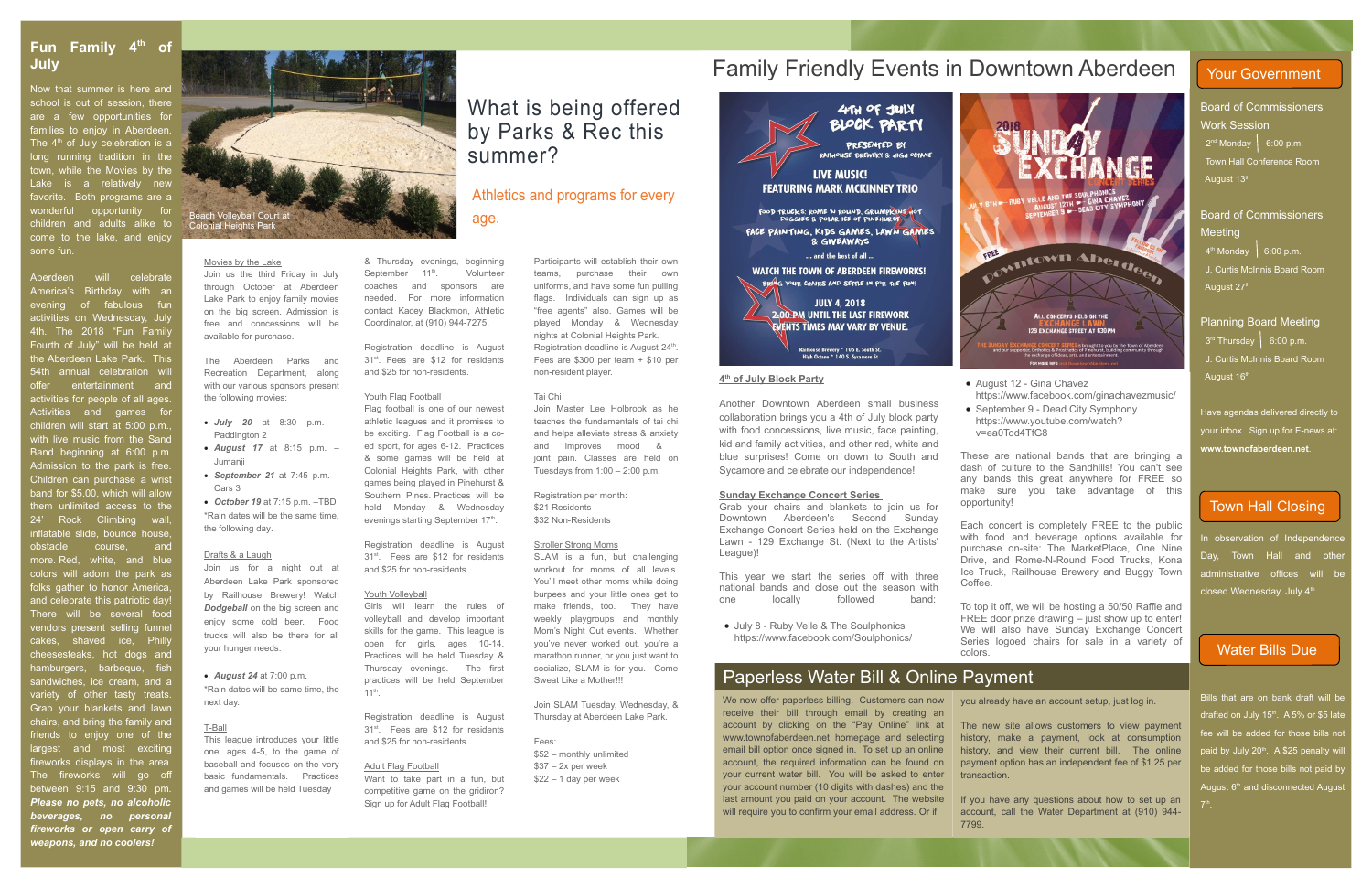## Fun Family 4th of July

Now that summer is here and school is out of session, there are a few opportunities for families to enjoy in Aberdeen. The 4th of July celebration is a long running tradition in the town, while the Movies by the Lake is a relatively new favorite. Both programs are a wonderful opportunity for children and adults alike to come to the lake, and enjoy some fun.

Aberdeen will celebrate America's Birthday with an evening of fabulous fun activities on Wednesday, July 4th. The 2018 "Fun Family Fourth of July" will be held at the Aberdeen Lake Park. This 54th annual celebration will offer entertainment and activities for people of all ages. Activities and games for children will start at 5:00 p.m., with live music from the Sand Band beginning at 6:00 p.m. Admission to the park is free. Children can purchase a wrist band for $5.00, which will allow them unlimited access to the 24' Rock Climbing wall, inflatable slide, bounce house, obstacle course, and more. Red, white, and blue colors will adorn the park as folks gather to honor America, and celebrate this patriotic day! There will be several food vendors present selling funnel cakes, shaved ice, Philly cheesesteaks, hot dogs and hamburgers, barbeque, fish sandwiches, ice cream, and a variety of other tasty treats. Grab your blankets and lawn chairs, and bring the family and friends to enjoy one of the largest and most exciting fireworks displays in the area. The fireworks will go off between 9:15 and 9:30 pm. ***Please no pets, no alcoholic beverages, no personal fireworks or open carry of weapons, and no coolers!***

Beach Volleyball Court at Colonial Heights Park

## What is being offered by Parks & Rec this summer?

Athletics and programs for every age.

Movies by the Lake

Join us the third Friday in July through October at Aberdeen Lake Park to enjoy family movies on the big screen. Admission is free and concessions will be available for purchase.

The Aberdeen Parks and Recreation Department, along with our various sponsors present the following movies:

- *July 20* at 8:30 p.m. – Paddington 2
- *August 17* at 8:15 p.m. – Jumanji
- *September 21* at 7:45 p.m. – Cars 3
- *October 19* at 7:15 p.m. –TBD

*Rain dates will be the same time, the following day.

Drafts & a Laugh

Join us for a night out at Aberdeen Lake Park sponsored by Railhouse Brewery! Watch ***Dodgeball*** on the big screen and enjoy some cold beer. Food trucks will also be there for all your hunger needs.

- *August 24* at 7:00 p.m.

*Rain dates will be same time, the next day.

T-Ball

This league introduces your little one, ages 4-5, to the game of baseball and focuses on the very basic fundamentals. Practices and games will be held Tuesday & Thursday evenings, beginning September 11th. Volunteer coaches and sponsors are needed. For more information contact Kacey Blackmon, Athletic Coordinator, at (910) 944-7275.

Registration deadline is August 31st. Fees are $12 for residents and $25 for non-residents.

Youth Flag Football

Flag football is one of our newest athletic leagues and it promises to be exciting. Flag Football is a co-ed sport, for ages 6-12. Practices & some games will be held at Colonial Heights Park, with other games being played in Pinehurst & Southern Pines. Practices will be held Monday & Wednesday evenings starting September 17th.

Registration deadline is August 31st. Fees are $12 for residents and $25 for non-residents.

Youth Volleyball

Girls will learn the rules of volleyball and develop important skills for the game. This league is open for girls, ages 10-14. Practices will be held Tuesday & Thursday evenings. The first practices will be held September 11th.

Registration deadline is August 31st. Fees are $12 for residents and $25 for non-residents.

Adult Flag Football

Want to take part in a fun, but competitive game on the gridiron? Sign up for Adult Flag Football! Participants will establish their own teams, purchase their own uniforms, and have some fun pulling flags. Individuals can sign up as "free agents" also. Games will be played Monday & Wednesday nights at Colonial Heights Park. Registration deadline is August 24th. Fees are $300 per team + $10 per non-resident player.

Tai Chi

Join Master Lee Holbrook as he teaches the fundamentals of tai chi and helps alleviate stress & anxiety and improves mood & joint pain. Classes are held on Tuesdays from 1:00 – 2:00 p.m.

Registration per month:
$21 Residents
$32 Non-Residents

Stroller Strong Moms

SLAM is a fun, but challenging workout for moms of all levels. You'll meet other moms while doing burpees and your little ones get to make friends, too. They have weekly playgroups and monthly Mom's Night Out events. Whether you've never worked out, you're a marathon runner, or you just want to socialize, SLAM is for you. Come Sweat Like a Mother!!!

Join SLAM Tuesday, Wednesday, & Thursday at Aberdeen Lake Park.

Fees:
$52 – monthly unlimited
$37 – 2x per week
$22 – 1 day per week

## Family Friendly Events in Downtown Aberdeen

4th of July Block Party

Another Downtown Aberdeen small business collaboration brings you a 4th of July block party with food concessions, live music, face painting, kid and family activities, with other red, white and blue surprises! Come on down to South and Sycamore and celebrate our independence!

Sunday Exchange Concert Series

Grab your chairs and blankets to join us for Downtown Aberdeen's Second Sunday Exchange Concert Series held on the Exchange Lawn - 129 Exchange St. (Next to the Artists' League)!

This year we start the series off with three national bands and close out the season with one locally followed band:

- July 8 - Ruby Velle & The Soulphonics https://www.facebook.com/Soulphonics/
- August 12 - Gina Chavez https://www.facebook.com/ginachavezmusic/
- September 9 - Dead City Symphony https://www.youtube.com/watch?v=ea0Tod4TfG8

These are national bands that are bringing a dash of culture to the Sandhills! You can't see any bands this great anywhere for FREE so make sure you take advantage of this opportunity!

Each concert is completely FREE to the public with food and beverage options available for purchase on-site: The MarketPlace, One Nine Drive, and Rome-N-Round Food Trucks, Kona Ice Truck, Railhouse Brewery and Buggy Town Coffee.

To top it off, we will be hosting a 50/50 Raffle and FREE door prize drawing – just show up to enter! We will also have Sunday Exchange Concert Series logoed chairs for sale in a variety of colors.

## Paperless Water Bill & Online Payment

We now offer paperless billing. Customers can now receive their bill through email by creating an account by clicking on the "Pay Online" link at www.townofaberdeen.net homepage and selecting email bill option once logged in. To set up an online account, the required information can be found on your current water bill. You will be asked to enter your account number (10 digits with dashes) and the last amount you paid on your account. The website will require you to confirm your email address. Or if you already have an account setup, just log in.

The new site allows customers to view payment history, make a payment, look at consumption history, and view their current bill. The online payment option has an independent fee of $1.25 per transaction.

If you have any questions about how to set up an account, call the Water Department at (910) 944-7799.

## Your Government

Board of Commissioners Work Session
2nd Monday | 6:00 p.m.
Town Hall Conference Room
August 13th

Board of Commissioners Meeting
4th Monday | 6:00 p.m.
J. Curtis McInnis Board Room
August 27th

Planning Board Meeting
3rd Thursday | 6:00 p.m.
J. Curtis McInnis Board Room
August 16th

Have agendas delivered directly to your inbox. Sign up for E-news at: **www.townofaberdeen.net**.

## Town Hall Closing

In observation of Independence Day, Town Hall and other administrative offices will be closed Wednesday, July 4th.

## Water Bills Due

Bills that are on bank draft will be drafted on July 15th. A 5% or $5 late fee will be added for those bills not paid by July 20th. A $25 penalty will be added for those bills not paid by August 6th and disconnected August 7th.